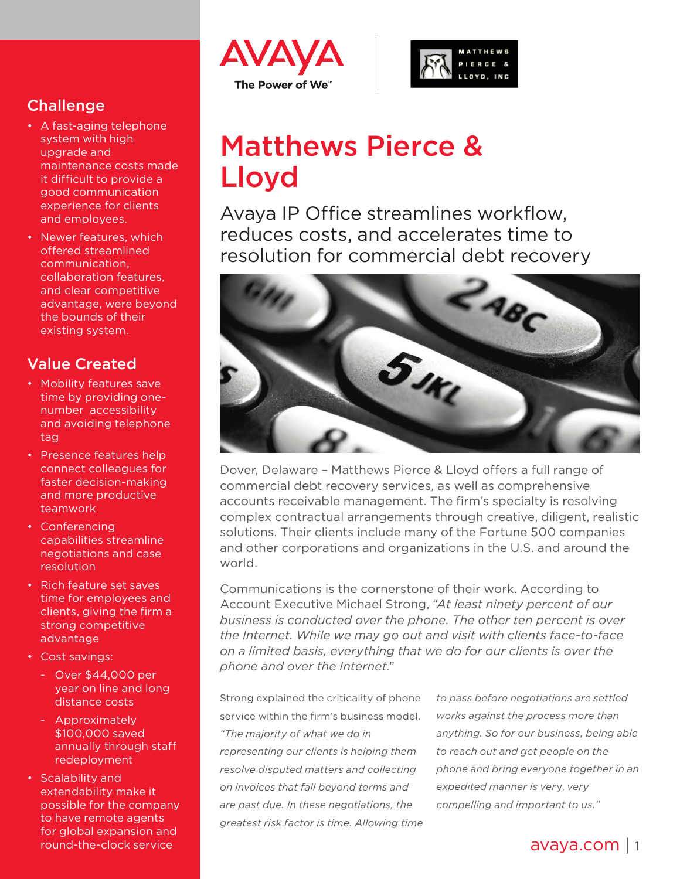# Matthews Pierce & Lloyd

## Avaya IP Office streamlines workflow, reduces costs, and accelerates time to resolution for commercial debt recovery

Dover, Delaware – Matthews Pierce & Lloyd offers a full range of commercial debt recovery services, as well as comprehensive accounts receivable management. The firm's specialty is resolving complex contractual arrangements through creative, diligent, realistic solutions. Their clients include many of the Fortune 500 companies and other corporations and organizations in the U.S. and around the world.

Communications is the cornerstone of their work. According to Account Executive Michael Strong, "*At least ninety percent of our business is conducted over the phone. The other ten percent is over the Internet. While we may go out and visit with clients face-to-face on a limited basis, everything that we do for our clients is over the phone and over the Internet.*"

Strong explained the criticality of phone service within the firm's business model. *"The majority of what we do in representing our clients is helping them resolve disputed matters and collecting on invoices that fall beyond terms and are past due. In these negotiations, the greatest risk factor is time. Allowing time to pass before negotiations are settled works against the process more than anything. So for our business, being able to reach out and get people on the phone and bring everyone together in an expedited manner is very, very compelling and important to us."*

## Challenge

- A fast-aging telephone system with high upgrade and maintenance costs made it difficult to provide a good communication experience for clients and employees.
- Newer features, which offered streamlined communication, collaboration features, and clear competitive advantage, were beyond the bounds of their existing system.

## Value Created

- Mobility features save time by providing one-number accessibility and avoiding telephone tag
- Presence features help connect colleagues for faster decision-making and more productive teamwork
- Conferencing capabilities streamline negotiations and case resolution
- Rich feature set saves time for employees and clients, giving the firm a strong competitive advantage
- Cost savings:
  - Over $44,000 per year on line and long distance costs
  - Approximately $100,000 saved annually through staff redeployment
- Scalability and extendability make it possible for the company to have remote agents for global expansion and round-the-clock service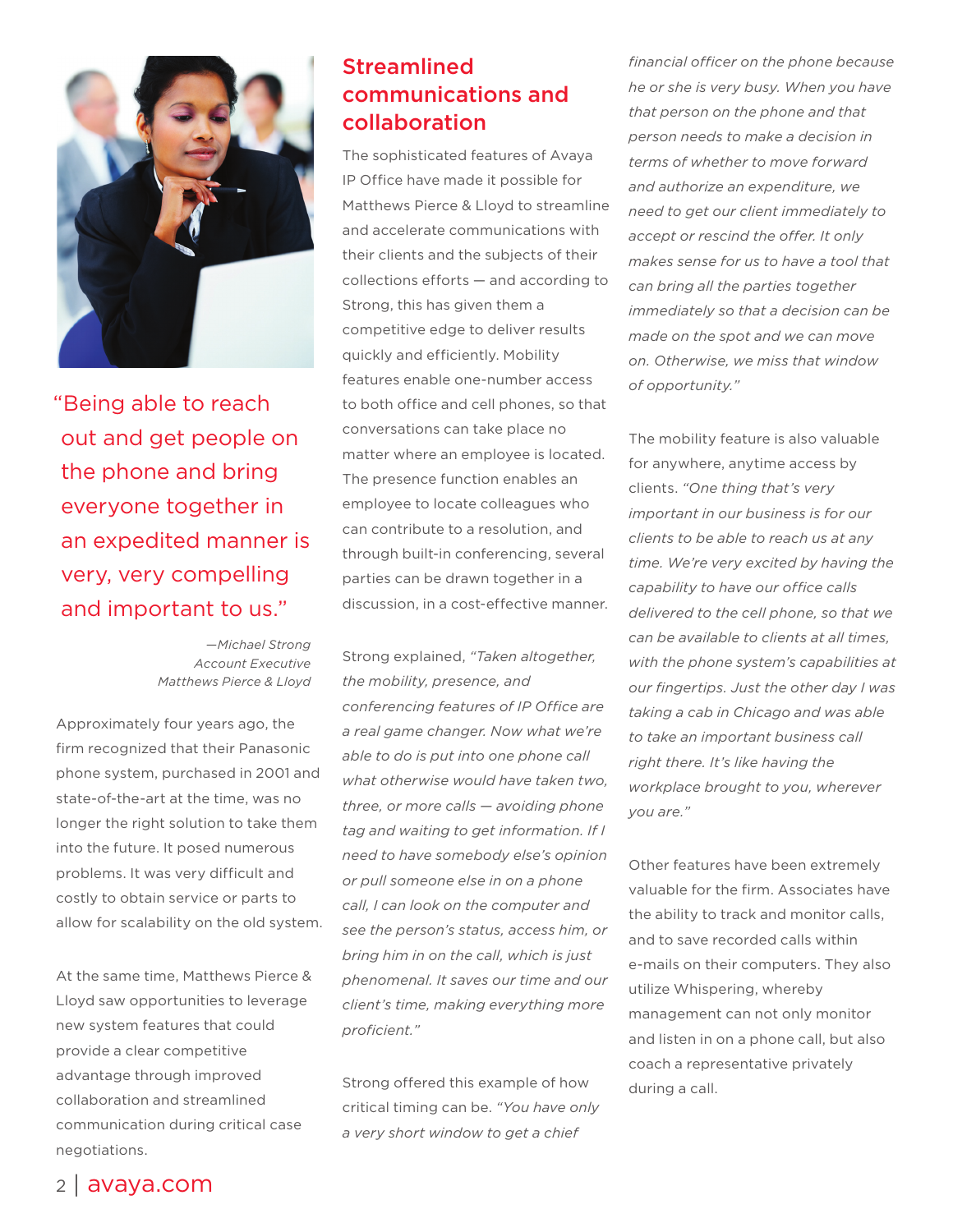> "Being able to reach out and get people on the phone and bring everyone together in an expedited manner is very, very compelling and important to us."
>
> —*Michael Strong*
> *Account Executive*
> *Matthews Pierce & Lloyd*

Approximately four years ago, the firm recognized that their Panasonic phone system, purchased in 2001 and state-of-the-art at the time, was no longer the right solution to take them into the future. It posed numerous problems. It was very difficult and costly to obtain service or parts to allow for scalability on the old system.

At the same time, Matthews Pierce & Lloyd saw opportunities to leverage new system features that could provide a clear competitive advantage through improved collaboration and streamlined communication during critical case negotiations.

## Streamlined communications and collaboration

The sophisticated features of Avaya IP Office have made it possible for Matthews Pierce & Lloyd to streamline and accelerate communications with their clients and the subjects of their collections efforts — and according to Strong, this has given them a competitive edge to deliver results quickly and efficiently. Mobility features enable one-number access to both office and cell phones, so that conversations can take place no matter where an employee is located. The presence function enables an employee to locate colleagues who can contribute to a resolution, and through built-in conferencing, several parties can be drawn together in a discussion, in a cost-effective manner.

Strong explained, *"Taken altogether, the mobility, presence, and conferencing features of IP Office are a real game changer. Now what we're able to do is put into one phone call what otherwise would have taken two, three, or more calls — avoiding phone tag and waiting to get information. If I need to have somebody else's opinion or pull someone else in on a phone call, I can look on the computer and see the person's status, access him, or bring him in on the call, which is just phenomenal. It saves our time and our client's time, making everything more proficient."*

Strong offered this example of how critical timing can be. *"You have only a very short window to get a chief financial officer on the phone because he or she is very busy. When you have that person on the phone and that person needs to make a decision in terms of whether to move forward and authorize an expenditure, we need to get our client immediately to accept or rescind the offer. It only makes sense for us to have a tool that can bring all the parties together immediately so that a decision can be made on the spot and we can move on. Otherwise, we miss that window of opportunity."*

The mobility feature is also valuable for anywhere, anytime access by clients. *"One thing that's very important in our business is for our clients to be able to reach us at any time. We're very excited by having the capability to have our office calls delivered to the cell phone, so that we can be available to clients at all times, with the phone system's capabilities at our fingertips. Just the other day I was taking a cab in Chicago and was able to take an important business call right there. It's like having the workplace brought to you, wherever you are."*

Other features have been extremely valuable for the firm. Associates have the ability to track and monitor calls, and to save recorded calls within e-mails on their computers. They also utilize Whispering, whereby management can not only monitor and listen in on a phone call, but also coach a representative privately during a call.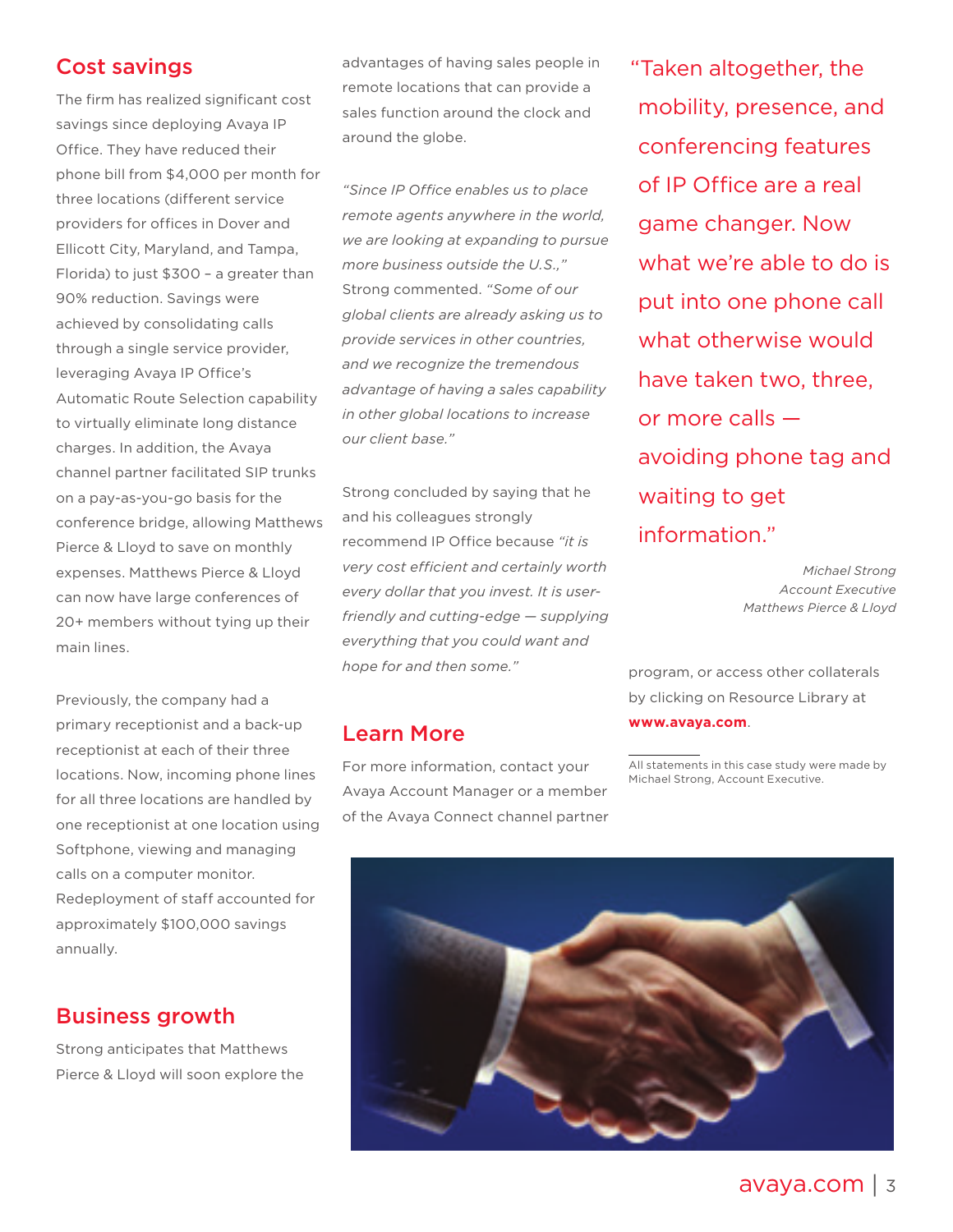## Cost savings

The firm has realized significant cost savings since deploying Avaya IP Office. They have reduced their phone bill from $4,000 per month for three locations (different service providers for offices in Dover and Ellicott City, Maryland, and Tampa, Florida) to just $300 – a greater than 90% reduction. Savings were achieved by consolidating calls through a single service provider, leveraging Avaya IP Office's Automatic Route Selection capability to virtually eliminate long distance charges. In addition, the Avaya channel partner facilitated SIP trunks on a pay-as-you-go basis for the conference bridge, allowing Matthews Pierce & Lloyd to save on monthly expenses. Matthews Pierce & Lloyd can now have large conferences of 20+ members without tying up their main lines.

Previously, the company had a primary receptionist and a back-up receptionist at each of their three locations. Now, incoming phone lines for all three locations are handled by one receptionist at one location using Softphone, viewing and managing calls on a computer monitor. Redeployment of staff accounted for approximately $100,000 savings annually.

## Business growth

Strong anticipates that Matthews Pierce & Lloyd will soon explore the advantages of having sales people in remote locations that can provide a sales function around the clock and around the globe.

*"Since IP Office enables us to place remote agents anywhere in the world, we are looking at expanding to pursue more business outside the U.S.,"* Strong commented. *"Some of our global clients are already asking us to provide services in other countries, and we recognize the tremendous advantage of having a sales capability in other global locations to increase our client base."*

Strong concluded by saying that he and his colleagues strongly recommend IP Office because *"it is very cost efficient and certainly worth every dollar that you invest. It is user-friendly and cutting-edge — supplying everything that you could want and hope for and then some."*

> "Taken altogether, the mobility, presence, and conferencing features of IP Office are a real game changer. Now what we're able to do is put into one phone call what otherwise would have taken two, three, or more calls — avoiding phone tag and waiting to get information."
>
> *Michael Strong*
> *Account Executive*
> *Matthews Pierce & Lloyd*

## Learn More

For more information, contact your Avaya Account Manager or a member of the Avaya Connect channel partner program, or access other collaterals by clicking on Resource Library at **www.avaya.com**.

---

All statements in this case study were made by Michael Strong, Account Executive.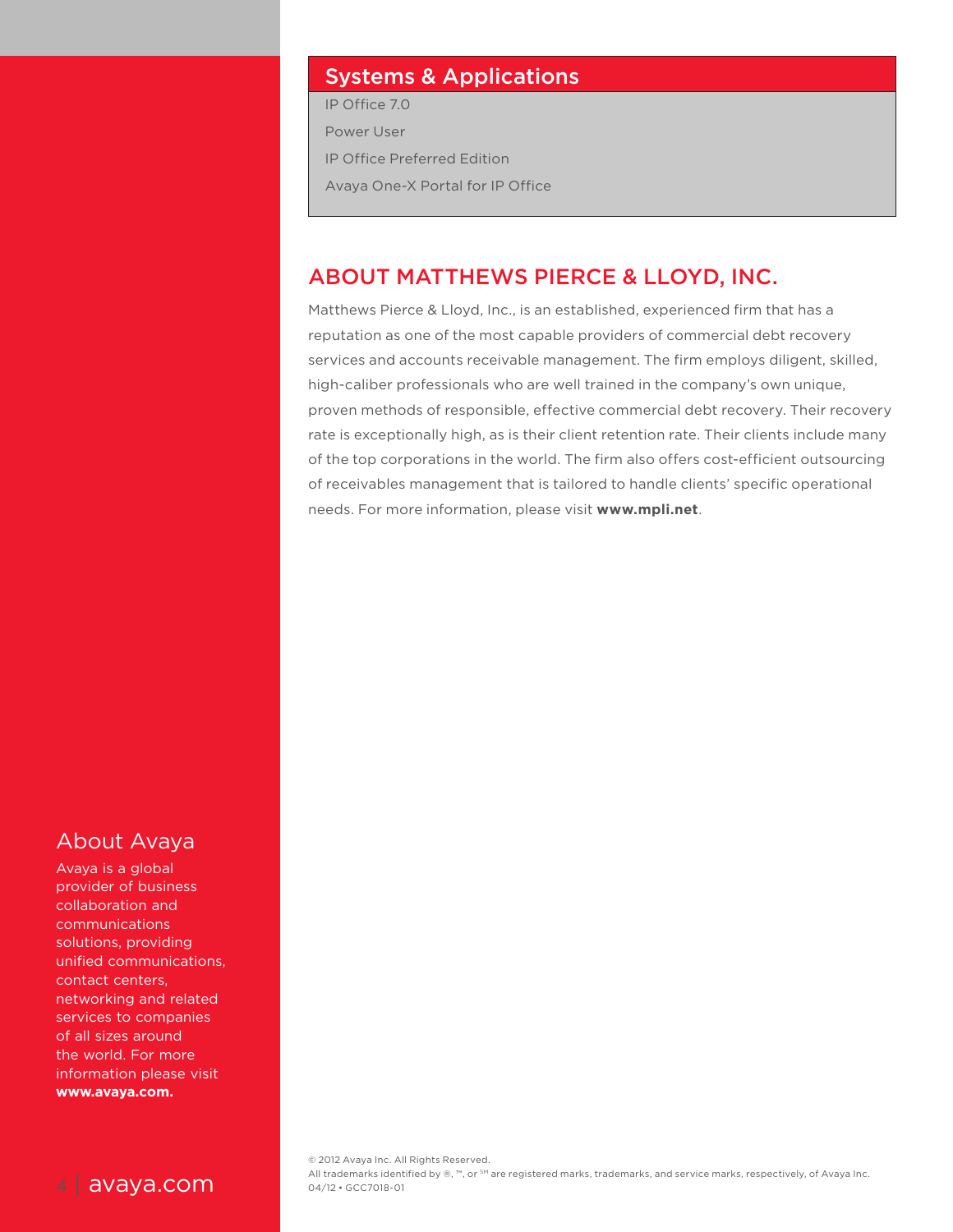## Systems & Applications

IP Office 7.0

Power User

IP Office Preferred Edition

Avaya One-X Portal for IP Office

## ABOUT MATTHEWS PIERCE & LLOYD, INC.

Matthews Pierce & Lloyd, Inc., is an established, experienced firm that has a reputation as one of the most capable providers of commercial debt recovery services and accounts receivable management. The firm employs diligent, skilled, high-caliber professionals who are well trained in the company's own unique, proven methods of responsible, effective commercial debt recovery. Their recovery rate is exceptionally high, as is their client retention rate. Their clients include many of the top corporations in the world. The firm also offers cost-efficient outsourcing of receivables management that is tailored to handle clients' specific operational needs. For more information, please visit **www.mpli.net**.

## About Avaya

Avaya is a global provider of business collaboration and communications solutions, providing unified communications, contact centers, networking and related services to companies of all sizes around the world. For more information please visit **www.avaya.com.**

avaya.com

© 2012 Avaya Inc. All Rights Reserved.
All trademarks identified by ®, ™, or SM are registered marks, trademarks, and service marks, respectively, of Avaya Inc.
04/12 • GCC7018-01